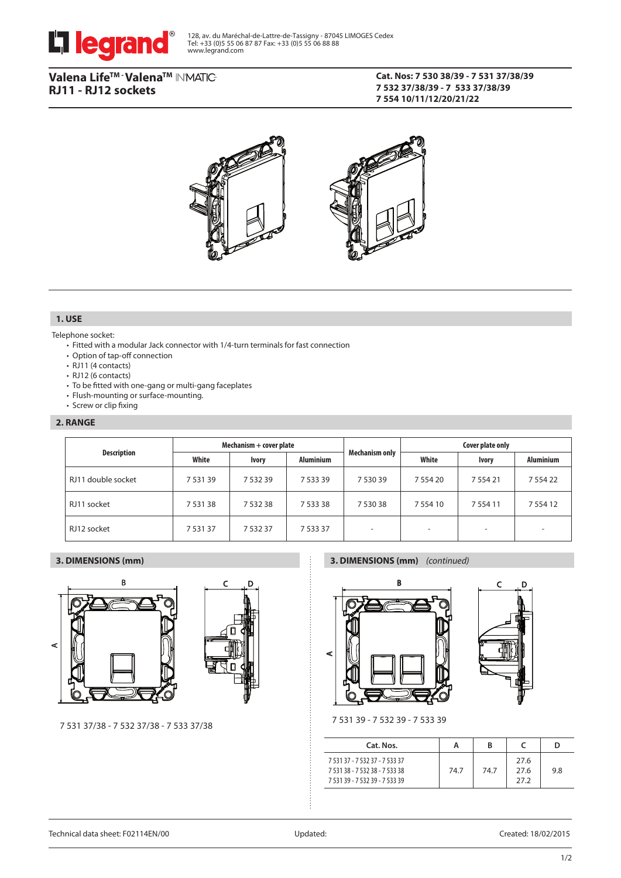128, av. du Maréchal-de-Lattre-de-Tassigny - 87045 LIMOGES Cedex
Tel: +33 (0)5 55 06 87 87 Fax: +33 (0)5 55 06 88 88
www.legrand.com

# Valena Life™ - Valena™ IN'MATIC
# RJ11 - RJ12 sockets

**Cat. Nos: 7 530 38/39 - 7 531 37/38/39**
**7 532 37/38/39 - 7 533 37/38/39**
**7 554 10/11/12/20/21/22**

## 1. USE

Telephone socket:

- Fitted with a modular Jack connector with 1/4-turn terminals for fast connection
- Option of tap-off connection
- RJ11 (4 contacts)
- RJ12 (6 contacts)
- To be fitted with one-gang or multi-gang faceplates
- Flush-mounting or surface-mounting.
- Screw or clip fixing

## 2. RANGE

| Description | Mechanism + cover plate | | | Mechanism only | Cover plate only | | |
|---|---|---|---|---|---|---|---|
| | White | Ivory | Aluminium | | White | Ivory | Aluminium |
| RJ11 double socket | 7 531 39 | 7 532 39 | 7 533 39 | 7 530 39 | 7 554 20 | 7 554 21 | 7 554 22 |
| RJ11 socket | 7 531 38 | 7 532 38 | 7 533 38 | 7 530 38 | 7 554 10 | 7 554 11 | 7 554 12 |
| RJ12 socket | 7 531 37 | 7 532 37 | 7 533 37 | - | - | - | - |

## 3. DIMENSIONS (mm)

7 531 37/38 - 7 532 37/38 - 7 533 37/38

## 3. DIMENSIONS (mm) *(continued)*

7 531 39 - 7 532 39 - 7 533 39

| Cat. Nos. | A | B | C | D |
|---|---|---|---|---|
| 7 531 37 - 7 532 37 - 7 533 37<br>7 531 38 - 7 532 38 - 7 533 38<br>7 531 39 - 7 532 39 - 7 533 39 | 74.7 | 74.7 | 27.6<br>27.6<br>27.2 | 9.8 |

Technical data sheet: F02114EN/00 Updated: Created: 18/02/2015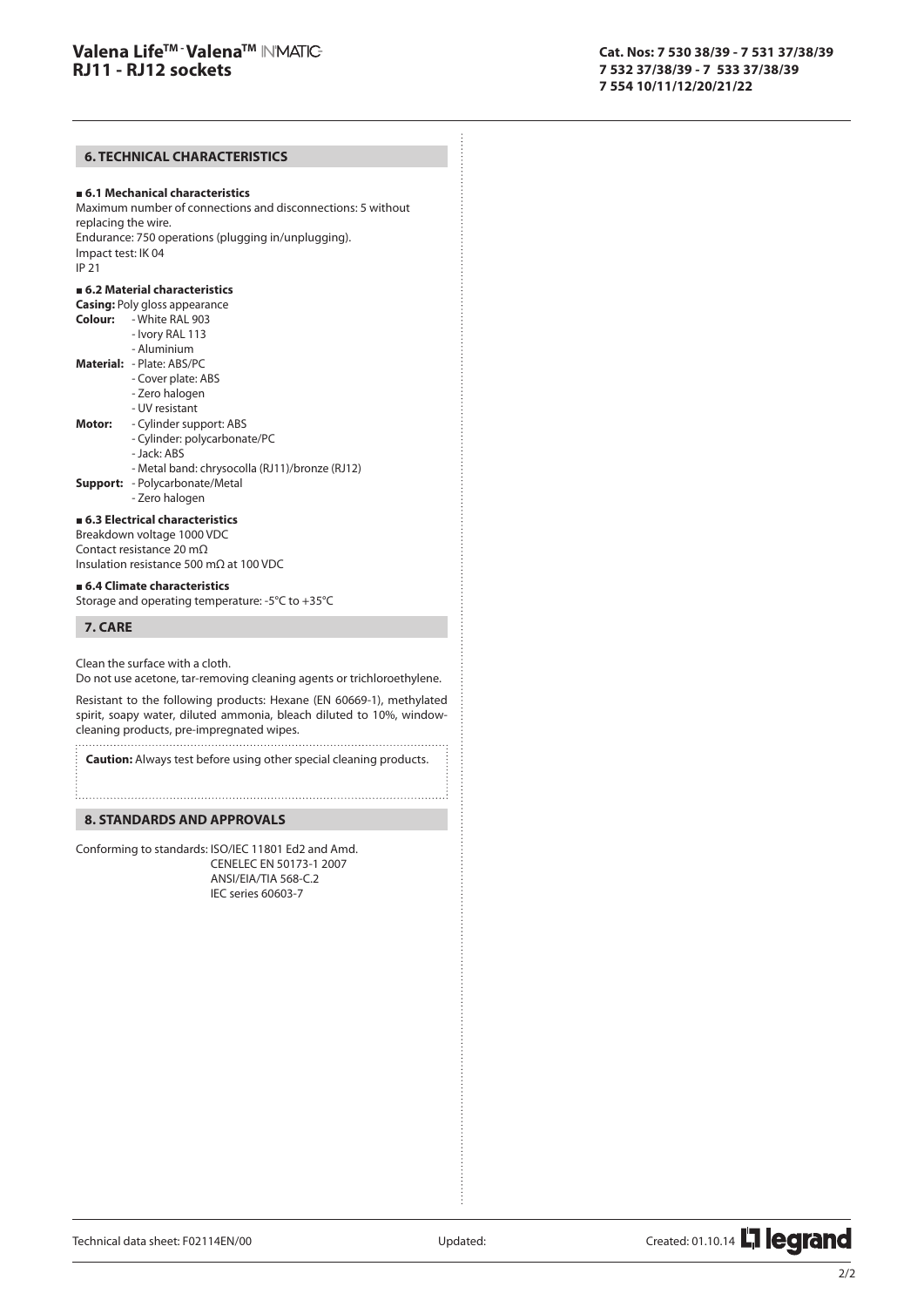## 6. TECHNICAL CHARACTERISTICS

### ■ 6.1 Mechanical characteristics

Maximum number of connections and disconnections: 5 without replacing the wire.
Endurance: 750 operations (plugging in/unplugging).
Impact test: IK 04
IP 21

### ■ 6.2 Material characteristics

**Casing:** Poly gloss appearance

**Colour:**
- White RAL 903
- Ivory RAL 113
- Aluminium

**Material:**
- Plate: ABS/PC
- Cover plate: ABS
- Zero halogen
- UV resistant

**Motor:**
- Cylinder support: ABS
- Cylinder: polycarbonate/PC
- Jack: ABS
- Metal band: chrysocolla (RJ11)/bronze (RJ12)

**Support:**
- Polycarbonate/Metal
- Zero halogen

### ■ 6.3 Electrical characteristics

Breakdown voltage 1000 VDC
Contact resistance 20 mΩ
Insulation resistance 500 mΩ at 100 VDC

### ■ 6.4 Climate characteristics

Storage and operating temperature: -5°C to +35°C

## 7. CARE

Clean the surface with a cloth.
Do not use acetone, tar-removing cleaning agents or trichloroethylene.

Resistant to the following products: Hexane (EN 60669-1), methylated spirit, soapy water, diluted ammonia, bleach diluted to 10%, window-cleaning products, pre-impregnated wipes.

**Caution:** Always test before using other special cleaning products.

## 8. STANDARDS AND APPROVALS

Conforming to standards: ISO/IEC 11801 Ed2 and Amd.
CENELEC EN 50173-1 2007
ANSI/EIA/TIA 568-C.2
IEC series 60603-7